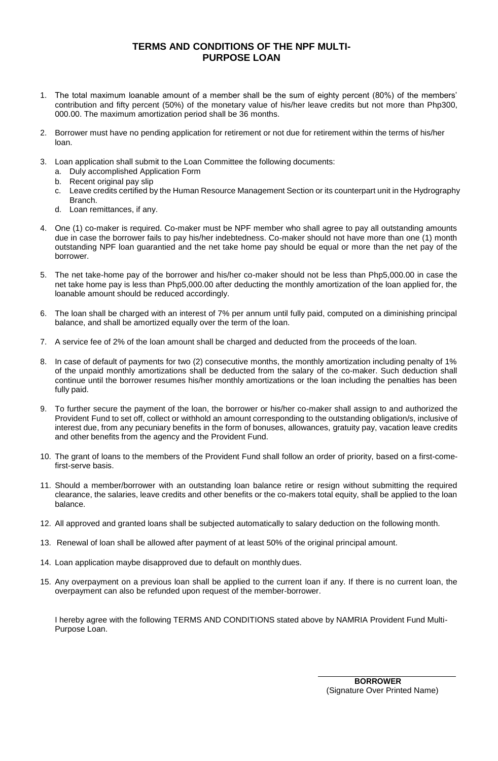## TERMS AND CONDITIONS OF THE NPF MULTI-PURPOSE LOAN

1. The total maximum loanable amount of a member shall be the sum of eighty percent (80%) of the members' contribution and fifty percent (50%) of the monetary value of his/her leave credits but not more than Php300, 000.00. The maximum amortization period shall be 36 months.

2. Borrower must have no pending application for retirement or not due for retirement within the terms of his/her loan.

3. Loan application shall submit to the Loan Committee the following documents:
   a. Duly accomplished Application Form
   b. Recent original pay slip
   c. Leave credits certified by the Human Resource Management Section or its counterpart unit in the Hydrography Branch.
   d. Loan remittances, if any.

4. One (1) co-maker is required. Co-maker must be NPF member who shall agree to pay all outstanding amounts due in case the borrower fails to pay his/her indebtedness. Co-maker should not have more than one (1) month outstanding NPF loan guarantied and the net take home pay should be equal or more than the net pay of the borrower.

5. The net take-home pay of the borrower and his/her co-maker should not be less than Php5,000.00 in case the net take home pay is less than Php5,000.00 after deducting the monthly amortization of the loan applied for, the loanable amount should be reduced accordingly.

6. The loan shall be charged with an interest of 7% per annum until fully paid, computed on a diminishing principal balance, and shall be amortized equally over the term of the loan.

7. A service fee of 2% of the loan amount shall be charged and deducted from the proceeds of the loan.

8. In case of default of payments for two (2) consecutive months, the monthly amortization including penalty of 1% of the unpaid monthly amortizations shall be deducted from the salary of the co-maker. Such deduction shall continue until the borrower resumes his/her monthly amortizations or the loan including the penalties has been fully paid.

9. To further secure the payment of the loan, the borrower or his/her co-maker shall assign to and authorized the Provident Fund to set off, collect or withhold an amount corresponding to the outstanding obligation/s, inclusive of interest due, from any pecuniary benefits in the form of bonuses, allowances, gratuity pay, vacation leave credits and other benefits from the agency and the Provident Fund.

10. The grant of loans to the members of the Provident Fund shall follow an order of priority, based on a first-come-first-serve basis.

11. Should a member/borrower with an outstanding loan balance retire or resign without submitting the required clearance, the salaries, leave credits and other benefits or the co-makers total equity, shall be applied to the loan balance.

12. All approved and granted loans shall be subjected automatically to salary deduction on the following month.

13. Renewal of loan shall be allowed after payment of at least 50% of the original principal amount.

14. Loan application maybe disapproved due to default on monthly dues.

15. Any overpayment on a previous loan shall be applied to the current loan if any. If there is no current loan, the overpayment can also be refunded upon request of the member-borrower.

I hereby agree with the following TERMS AND CONDITIONS stated above by NAMRIA Provident Fund Multi-Purpose Loan.

______________________________

**BORROWER**
(Signature Over Printed Name)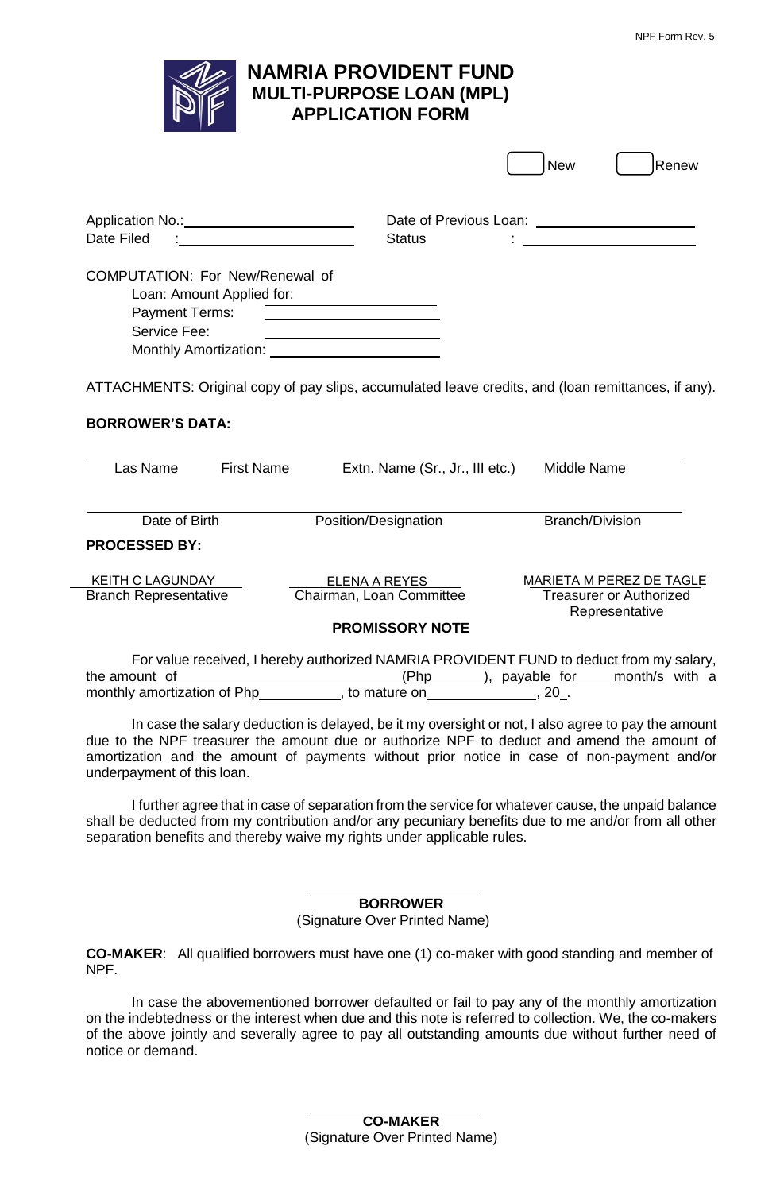NPF Form Rev. 5

# NAMRIA PROVIDENT FUND
## MULTI-PURPOSE LOAN (MPL)
## APPLICATION FORM

☐ New ☐ Renew

Application No.: ______________________ Date of Previous Loan: ______________________

Date Filed : ______________________ Status : ______________________

COMPUTATION: For New/Renewal of

Loan: Amount Applied for: ______________________

Payment Terms: ______________________

Service Fee: ______________________

Monthly Amortization: ______________________

ATTACHMENTS: Original copy of pay slips, accumulated leave credits, and (loan remittances, if any).

**BORROWER'S DATA:**

| Las Name | First Name | Extn. Name (Sr., Jr., III etc.) | Middle Name |
|---|---|---|---|
| | | | |

| Date of Birth | Position/Designation | Branch/Division |
|---|---|---|
| | | |

**PROCESSED BY:**

| KEITH C LAGUNDAY | ELENA A REYES | MARIETA M PEREZ DE TAGLE |
|---|---|---|
| Branch Representative | Chairman, Loan Committee | Treasurer or Authorized Representative |

**PROMISSORY NOTE**

For value received, I hereby authorized NAMRIA PROVIDENT FUND to deduct from my salary, the amount of____________________________(Php_______), payable for_____month/s with a monthly amortization of Php___________, to mature on_______________, 20_.

In case the salary deduction is delayed, be it my oversight or not, I also agree to pay the amount due to the NPF treasurer the amount due or authorize NPF to deduct and amend the amount of amortization and the amount of payments without prior notice in case of non-payment and/or underpayment of this loan.

I further agree that in case of separation from the service for whatever cause, the unpaid balance shall be deducted from my contribution and/or any pecuniary benefits due to me and/or from all other separation benefits and thereby waive my rights under applicable rules.

______________________

**BORROWER**

(Signature Over Printed Name)

**CO-MAKER**: All qualified borrowers must have one (1) co-maker with good standing and member of NPF.

In case the abovementioned borrower defaulted or fail to pay any of the monthly amortization on the indebtedness or the interest when due and this note is referred to collection. We, the co-makers of the above jointly and severally agree to pay all outstanding amounts due without further need of notice or demand.

______________________

**CO-MAKER**

(Signature Over Printed Name)